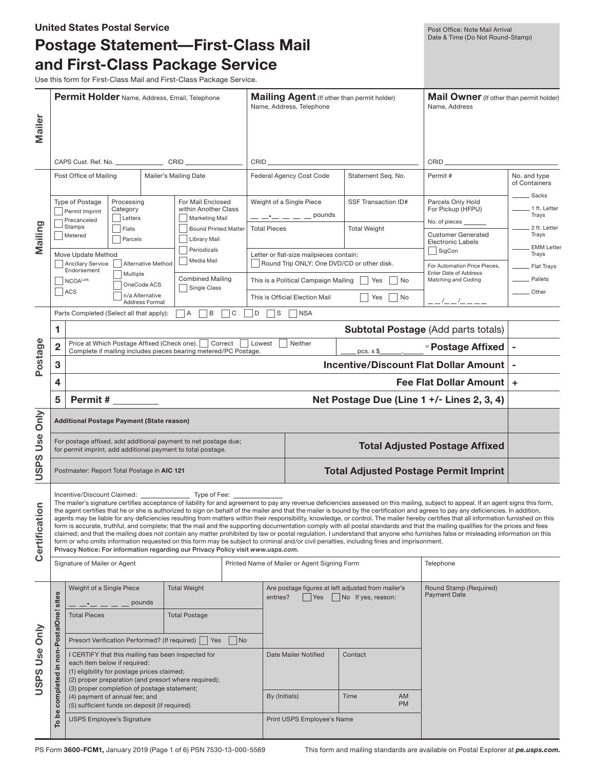**United States Postal Service**

# Postage Statement—First-Class Mail and First-Class Package Service

Use this form for First-Class Mail and First-Class Package Service.

Post Office: Note Mail Arrival Date & Time (Do Not Round-Stamp)

## Mailer

| **Permit Holder** Name, Address, Email, Telephone | **Mailing Agent** (If other than permit holder) Name, Address, Telephone | **Mail Owner** (If other than permit holder) Name, Address |
|---|---|---|
| CAPS Cust. Ref. No. ______ CRID ______ | CRID ______ | CRID ______ |

## Mailing

| Post Office of Mailing | Mailer's Mailing Date | Federal Agency Cost Code | Statement Seq. No. | Permit # | No. and type of Containers |
|---|---|---|---|---|---|

**Type of Postage**
- ☐ Permit Imprint
- ☐ Precanceled Stamps
- ☐ Metered

**Processing Category**
- ☐ Letters
- ☐ Flats
- ☐ Parcels

**For Mail Enclosed within Another Class**
- ☐ Marketing Mail
- ☐ Bound Printed Matter
- ☐ Library Mail
- ☐ Periodicals
- ☐ Media Mail

**Combined Mailing**
- ☐ Single Class

**Move Update Method**
- ☐ Ancillary Service Endorsement
- ☐ NCOA[Link]
- ☐ ACS
- ☐ Alternative Method
- ☐ Multiple
- ☐ OneCode ACS
- ☐ n/a Alternative Address Format

Weight of a Single Piece __ __.__ __ __ __ pounds

SSF Transaction ID#

Total Pieces

Total Weight

Letter or flat-size mailpieces contain:
- ☐ Round Trip ONLY: One DVD/CD or other disk.

This is a Political Campaign Mailing ☐ Yes ☐ No

This is Official Election Mail ☐ Yes ☐ No

Parcels Only Hold For Pickup (HFPU)
No. of pieces ______

Customer Generated Electronic Labels
- ☐ SigCon

For Automation Price Pieces, Enter Date of Address Matching and Coding
__ __/__ __/__ __ __ __

No. and type of Containers:
- ____ Sacks
- ____ 1 ft. Letter Trays
- ____ 2 ft. Letter Trays
- ____ EMM Letter Trays
- ____ Flat Trays
- ____ Pallets
- ____ Other

## Postage

Parts Completed (Select all that apply): ☐ A ☐ B ☐ C ☐ D ☐ S ☐ NSA

| Line | Description | Amount |
|---|---|---|
| 1 | **Subtotal Postage** (Add parts totals) | |
| 2 | Price at Which Postage Affixed (Check one). ☐ Correct ☐ Lowest ☐ Neither — Complete if mailing includes pieces bearing metered/PC Postage. ____ pcs. x $____.____ = **Postage Affixed** | - |
| 3 | **Incentive/Discount Flat Dollar Amount** | - |
| 4 | **Fee Flat Dollar Amount** | + |
| 5 | **Permit #** ________ **Net Postage Due (Line 1 +/- Lines 2, 3, 4)** | |

## USPS Use Only

| | | |
|---|---|---|
| **Additional Postage Payment (State reason)** | | |
| For postage affixed, add additional payment to net postage due; for permit imprint, add additional payment to total postage. | **Total Adjusted Postage Affixed** | |
| Postmaster: Report Total Postage in **AIC 121** | **Total Adjusted Postage Permit Imprint** | |

## Certification

Incentive/Discount Claimed: ____________ Type of Fee: ____________

The mailer's signature certifies acceptance of liability for and agreement to pay any revenue deficiencies assessed on this mailing, subject to appeal. If an agent signs this form, the agent certifies that he or she is authorized to sign on behalf of the mailer and that the mailer is bound by the certification and agrees to pay any deficiencies. In addition, agents may be liable for any deficiencies resulting from matters within their responsibility, knowledge, or control. The mailer hereby certifies that all information furnished on this form is accurate, truthful, and complete; that the mail and the supporting documentation comply with all postal standards and that the mailing qualifies for the prices and fees claimed; and that the mailing does not contain any matter prohibited by law or postal regulation. I understand that anyone who furnishes false or misleading information on this form or who omits information requested on this form may be subject to criminal and/or civil penalties, including fines and imprisonment.

**Privacy Notice: For information regarding our Privacy Policy visit *www.usps.com.***

| Signature of Mailer or Agent | Printed Name of Mailer or Agent Signing Form | Telephone |
|---|---|---|

## USPS Use Only

*To be completed in non-PostalOne! sites*

| Weight of a Single Piece __ __.__ __ __ __ pounds | Total Weight | Are postage figures at left adjusted from mailer's entries? ☐ Yes ☐ No If yes, reason: | | Round Stamp (Required) Payment Date |
|---|---|---|---|---|
| Total Pieces | Total Postage | | | |
| Presort Verification Performed? (If required) ☐ Yes ☐ No | | | | |
| I CERTIFY that this mailing has been inspected for each item below if required:<br>(1) eligibility for postage prices claimed;<br>(2) proper preparation (and presort where required);<br>(3) proper completion of postage statement;<br>(4) payment of annual fee; and<br>(5) sufficient funds on deposit (if required) | | Date Mailer Notified | Contact | |
| | | By (Initials) | Time AM PM | |
| USPS Employee's Signature | | Print USPS Employee's Name | | |

PS Form **3600-FCM1,** January 2019 (Page 1 of 6) PSN 7530-13-000-5569

This form and mailing standards are available on Postal Explorer at ***pe.usps.com.***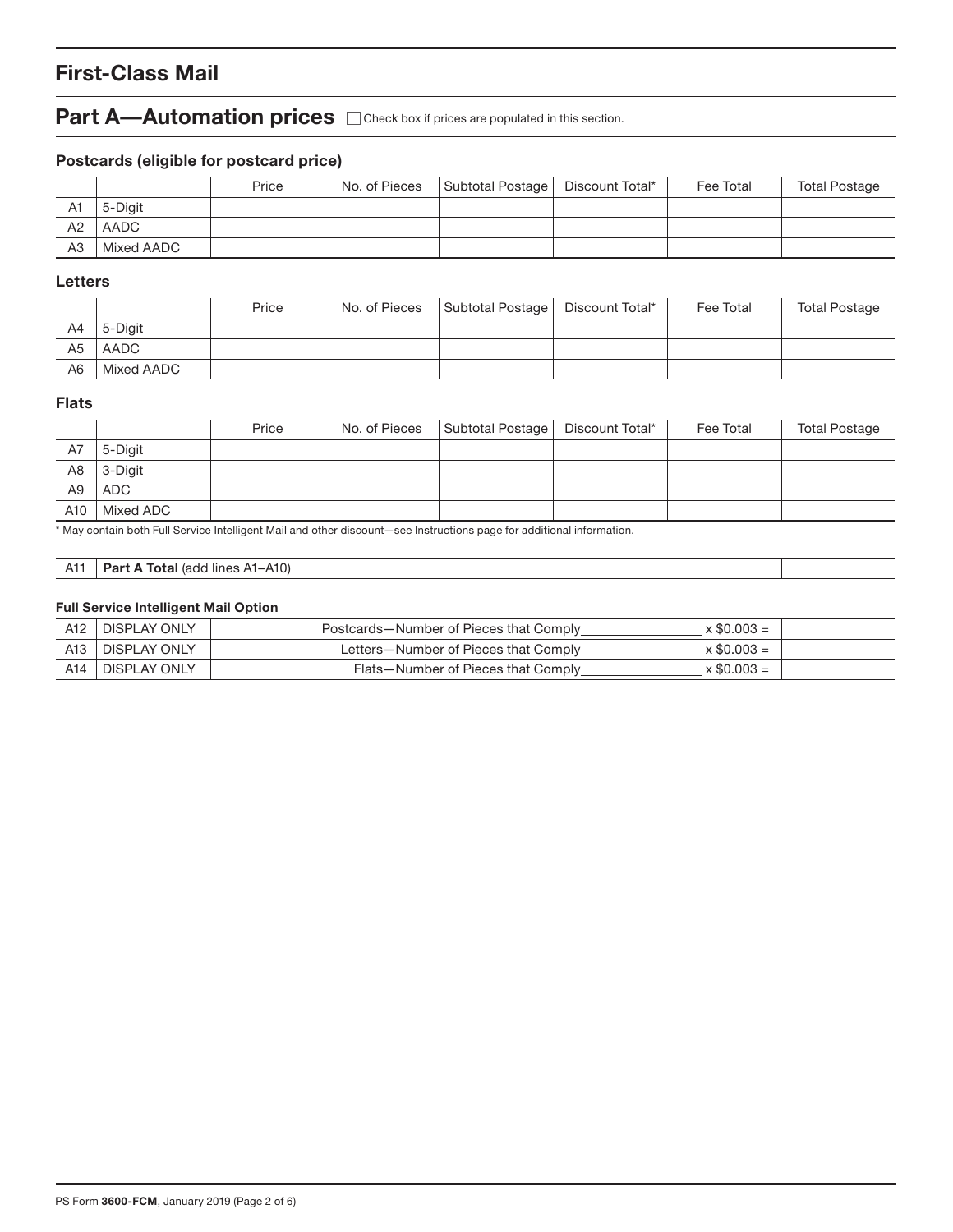# First-Class Mail

## Part A—Automation prices ☐ Check box if prices are populated in this section.

### Postcards (eligible for postcard price)

| | | Price | No. of Pieces | Subtotal Postage | Discount Total* | Fee Total | Total Postage |
|---|---|---|---|---|---|---|---|
| A1 | 5-Digit | | | | | | |
| A2 | AADC | | | | | | |
| A3 | Mixed AADC | | | | | | |

### Letters

| | | Price | No. of Pieces | Subtotal Postage | Discount Total* | Fee Total | Total Postage |
|---|---|---|---|---|---|---|---|
| A4 | 5-Digit | | | | | | |
| A5 | AADC | | | | | | |
| A6 | Mixed AADC | | | | | | |

### Flats

| | | Price | No. of Pieces | Subtotal Postage | Discount Total* | Fee Total | Total Postage |
|---|---|---|---|---|---|---|---|
| A7 | 5-Digit | | | | | | |
| A8 | 3-Digit | | | | | | |
| A9 | ADC | | | | | | |
| A10 | Mixed ADC | | | | | | |

\* May contain both Full Service Intelligent Mail and other discount—see Instructions page for additional information.

| | | |
|---|---|---|
| A11 | **Part A Total** (add lines A1–A10) | |

### Full Service Intelligent Mail Option

| | | | |
|---|---|---|---|
| A12 | DISPLAY ONLY | Postcards—Number of Pieces that Comply________ x $0.003 = | |
| A13 | DISPLAY ONLY | Letters—Number of Pieces that Comply________ x $0.003 = | |
| A14 | DISPLAY ONLY | Flats—Number of Pieces that Comply________ x $0.003 = | |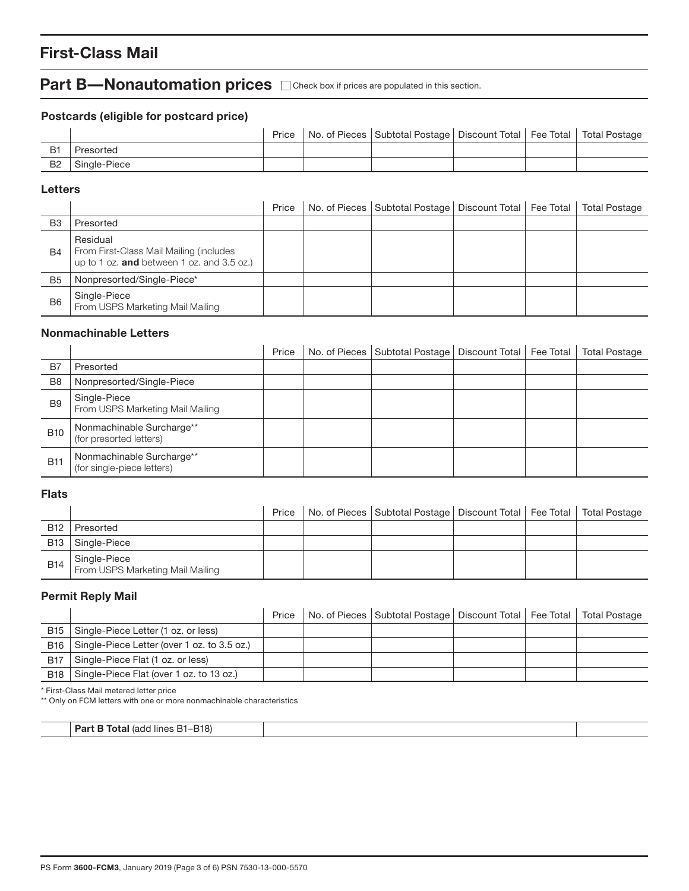# First-Class Mail

## Part B—Nonautomation prices ☐ Check box if prices are populated in this section.

### Postcards (eligible for postcard price)

| | | Price | No. of Pieces | Subtotal Postage | Discount Total | Fee Total | Total Postage |
|---|---|---|---|---|---|---|---|
| B1 | Presorted | | | | | | |
| B2 | Single-Piece | | | | | | |

### Letters

| | | Price | No. of Pieces | Subtotal Postage | Discount Total | Fee Total | Total Postage |
|---|---|---|---|---|---|---|---|
| B3 | Presorted | | | | | | |
| B4 | Residual<br>From First-Class Mail Mailing (includes up to 1 oz. **and** between 1 oz. and 3.5 oz.) | | | | | | |
| B5 | Nonpresorted/Single-Piece* | | | | | | |
| B6 | Single-Piece<br>From USPS Marketing Mail Mailing | | | | | | |

### Nonmachinable Letters

| | | Price | No. of Pieces | Subtotal Postage | Discount Total | Fee Total | Total Postage |
|---|---|---|---|---|---|---|---|
| B7 | Presorted | | | | | | |
| B8 | Nonpresorted/Single-Piece | | | | | | |
| B9 | Single-Piece<br>From USPS Marketing Mail Mailing | | | | | | |
| B10 | Nonmachinable Surcharge**<br>(for presorted letters) | | | | | | |
| B11 | Nonmachinable Surcharge**<br>(for single-piece letters) | | | | | | |

### Flats

| | | Price | No. of Pieces | Subtotal Postage | Discount Total | Fee Total | Total Postage |
|---|---|---|---|---|---|---|---|
| B12 | Presorted | | | | | | |
| B13 | Single-Piece | | | | | | |
| B14 | Single-Piece<br>From USPS Marketing Mail Mailing | | | | | | |

### Permit Reply Mail

| | | Price | No. of Pieces | Subtotal Postage | Discount Total | Fee Total | Total Postage |
|---|---|---|---|---|---|---|---|
| B15 | Single-Piece Letter (1 oz. or less) | | | | | | |
| B16 | Single-Piece Letter (over 1 oz. to 3.5 oz.) | | | | | | |
| B17 | Single-Piece Flat (1 oz. or less) | | | | | | |
| B18 | Single-Piece Flat (over 1 oz. to 13 oz.) | | | | | | |

\* First-Class Mail metered letter price

\*\* Only on FCM letters with one or more nonmachinable characteristics

| | | |
|---|---|---|
| **Part B Total** (add lines B1–B18) | | |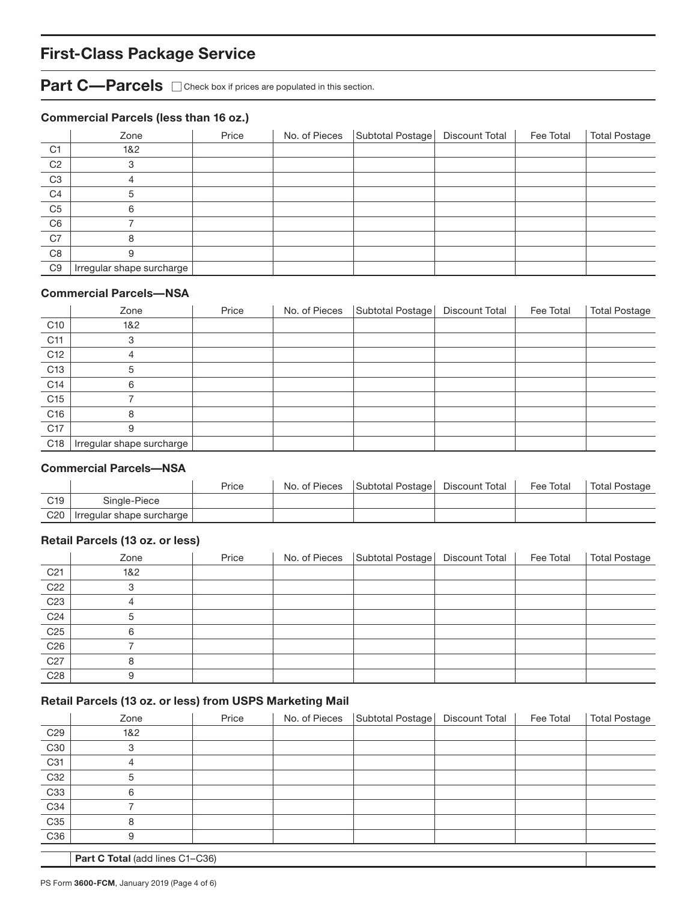## First-Class Package Service

### Part C—Parcels

☐ Check box if prices are populated in this section.

#### Commercial Parcels (less than 16 oz.)

| | Zone | Price | No. of Pieces | Subtotal Postage | Discount Total | Fee Total | Total Postage |
|---|---|---|---|---|---|---|---|
| C1 | 1&2 | | | | | | |
| C2 | 3 | | | | | | |
| C3 | 4 | | | | | | |
| C4 | 5 | | | | | | |
| C5 | 6 | | | | | | |
| C6 | 7 | | | | | | |
| C7 | 8 | | | | | | |
| C8 | 9 | | | | | | |
| C9 | Irregular shape surcharge | | | | | | |

#### Commercial Parcels—NSA

| | Zone | Price | No. of Pieces | Subtotal Postage | Discount Total | Fee Total | Total Postage |
|---|---|---|---|---|---|---|---|
| C10 | 1&2 | | | | | | |
| C11 | 3 | | | | | | |
| C12 | 4 | | | | | | |
| C13 | 5 | | | | | | |
| C14 | 6 | | | | | | |
| C15 | 7 | | | | | | |
| C16 | 8 | | | | | | |
| C17 | 9 | | | | | | |
| C18 | Irregular shape surcharge | | | | | | |

#### Commercial Parcels—NSA

| | | Price | No. of Pieces | Subtotal Postage | Discount Total | Fee Total | Total Postage |
|---|---|---|---|---|---|---|---|
| C19 | Single-Piece | | | | | | |
| C20 | Irregular shape surcharge | | | | | | |

#### Retail Parcels (13 oz. or less)

| | Zone | Price | No. of Pieces | Subtotal Postage | Discount Total | Fee Total | Total Postage |
|---|---|---|---|---|---|---|---|
| C21 | 1&2 | | | | | | |
| C22 | 3 | | | | | | |
| C23 | 4 | | | | | | |
| C24 | 5 | | | | | | |
| C25 | 6 | | | | | | |
| C26 | 7 | | | | | | |
| C27 | 8 | | | | | | |
| C28 | 9 | | | | | | |

#### Retail Parcels (13 oz. or less) from USPS Marketing Mail

| | Zone | Price | No. of Pieces | Subtotal Postage | Discount Total | Fee Total | Total Postage |
|---|---|---|---|---|---|---|---|
| C29 | 1&2 | | | | | | |
| C30 | 3 | | | | | | |
| C31 | 4 | | | | | | |
| C32 | 5 | | | | | | |
| C33 | 6 | | | | | | |
| C34 | 7 | | | | | | |
| C35 | 8 | | | | | | |
| C36 | 9 | | | | | | |

| | | |
|---|---|---|
| | **Part C Total** (add lines C1–C36) | |

PS Form **3600-FCM**, January 2019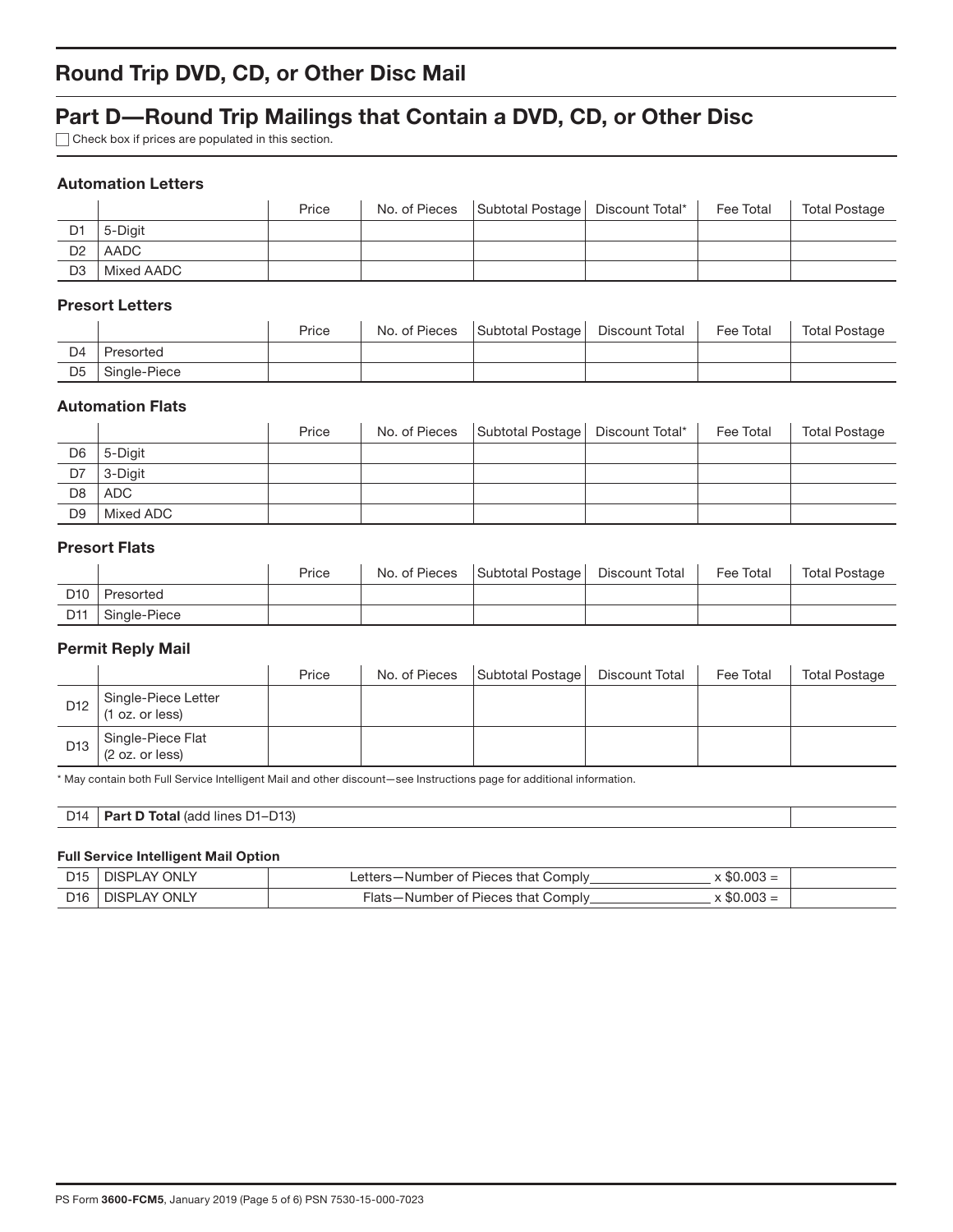# Round Trip DVD, CD, or Other Disc Mail

## Part D—Round Trip Mailings that Contain a DVD, CD, or Other Disc

☐ Check box if prices are populated in this section.

### Automation Letters

| | | Price | No. of Pieces | Subtotal Postage | Discount Total* | Fee Total | Total Postage |
|---|---|---|---|---|---|---|---|
| D1 | 5-Digit | | | | | | |
| D2 | AADC | | | | | | |
| D3 | Mixed AADC | | | | | | |

### Presort Letters

| | | Price | No. of Pieces | Subtotal Postage | Discount Total | Fee Total | Total Postage |
|---|---|---|---|---|---|---|---|
| D4 | Presorted | | | | | | |
| D5 | Single-Piece | | | | | | |

### Automation Flats

| | | Price | No. of Pieces | Subtotal Postage | Discount Total* | Fee Total | Total Postage |
|---|---|---|---|---|---|---|---|
| D6 | 5-Digit | | | | | | |
| D7 | 3-Digit | | | | | | |
| D8 | ADC | | | | | | |
| D9 | Mixed ADC | | | | | | |

### Presort Flats

| | | Price | No. of Pieces | Subtotal Postage | Discount Total | Fee Total | Total Postage |
|---|---|---|---|---|---|---|---|
| D10 | Presorted | | | | | | |
| D11 | Single-Piece | | | | | | |

### Permit Reply Mail

| | | Price | No. of Pieces | Subtotal Postage | Discount Total | Fee Total | Total Postage |
|---|---|---|---|---|---|---|---|
| D12 | Single-Piece Letter (1 oz. or less) | | | | | | |
| D13 | Single-Piece Flat (2 oz. or less) | | | | | | |

* May contain both Full Service Intelligent Mail and other discount—see Instructions page for additional information.

| | | |
|---|---|---|
| D14 | **Part D Total** (add lines D1–D13) | |

#### Full Service Intelligent Mail Option

| | | | |
|---|---|---|---|
| D15 | DISPLAY ONLY | Letters—Number of Pieces that Comply________________ x $0.003 = | |
| D16 | DISPLAY ONLY | Flats—Number of Pieces that Comply________________ x $0.003 = | |

PS Form **3600-FCM5**, January 2019 (Page 5 of 6) PSN 7530-15-000-7023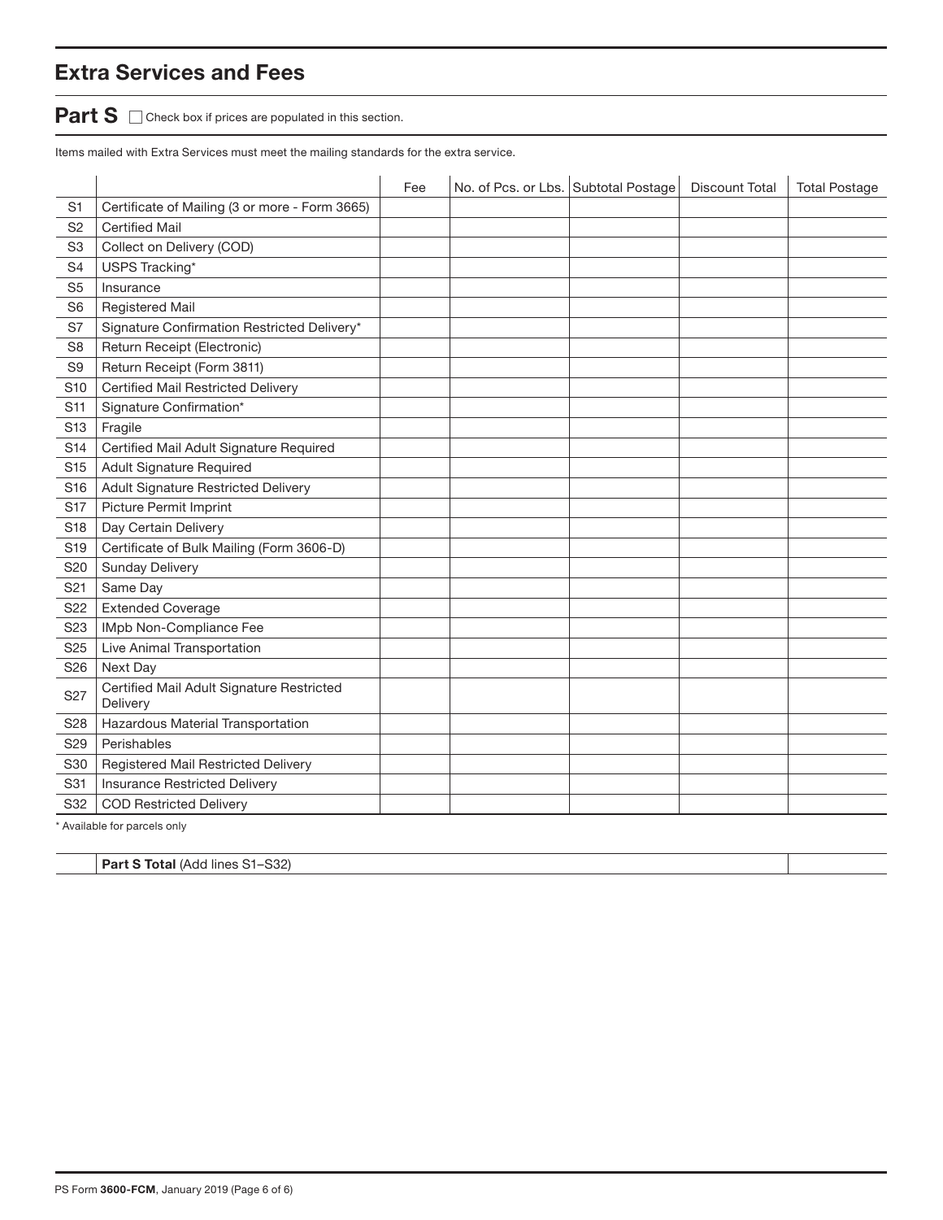## Extra Services and Fees

### Part S ☐ Check box if prices are populated in this section.

Items mailed with Extra Services must meet the mailing standards for the extra service.

| | | Fee | No. of Pcs. or Lbs. | Subtotal Postage | Discount Total | Total Postage |
|---|---|---|---|---|---|---|
| S1 | Certificate of Mailing (3 or more - Form 3665) | | | | | |
| S2 | Certified Mail | | | | | |
| S3 | Collect on Delivery (COD) | | | | | |
| S4 | USPS Tracking* | | | | | |
| S5 | Insurance | | | | | |
| S6 | Registered Mail | | | | | |
| S7 | Signature Confirmation Restricted Delivery* | | | | | |
| S8 | Return Receipt (Electronic) | | | | | |
| S9 | Return Receipt (Form 3811) | | | | | |
| S10 | Certified Mail Restricted Delivery | | | | | |
| S11 | Signature Confirmation* | | | | | |
| S13 | Fragile | | | | | |
| S14 | Certified Mail Adult Signature Required | | | | | |
| S15 | Adult Signature Required | | | | | |
| S16 | Adult Signature Restricted Delivery | | | | | |
| S17 | Picture Permit Imprint | | | | | |
| S18 | Day Certain Delivery | | | | | |
| S19 | Certificate of Bulk Mailing (Form 3606-D) | | | | | |
| S20 | Sunday Delivery | | | | | |
| S21 | Same Day | | | | | |
| S22 | Extended Coverage | | | | | |
| S23 | IMpb Non-Compliance Fee | | | | | |
| S25 | Live Animal Transportation | | | | | |
| S26 | Next Day | | | | | |
| S27 | Certified Mail Adult Signature Restricted Delivery | | | | | |
| S28 | Hazardous Material Transportation | | | | | |
| S29 | Perishables | | | | | |
| S30 | Registered Mail Restricted Delivery | | | | | |
| S31 | Insurance Restricted Delivery | | | | | |
| S32 | COD Restricted Delivery | | | | | |

* Available for parcels only

| | | |
|---|---|---|
| | **Part S Total** (Add lines S1–S32) | |

PS Form **3600-FCM**, January 2019 (Page 6 of 6)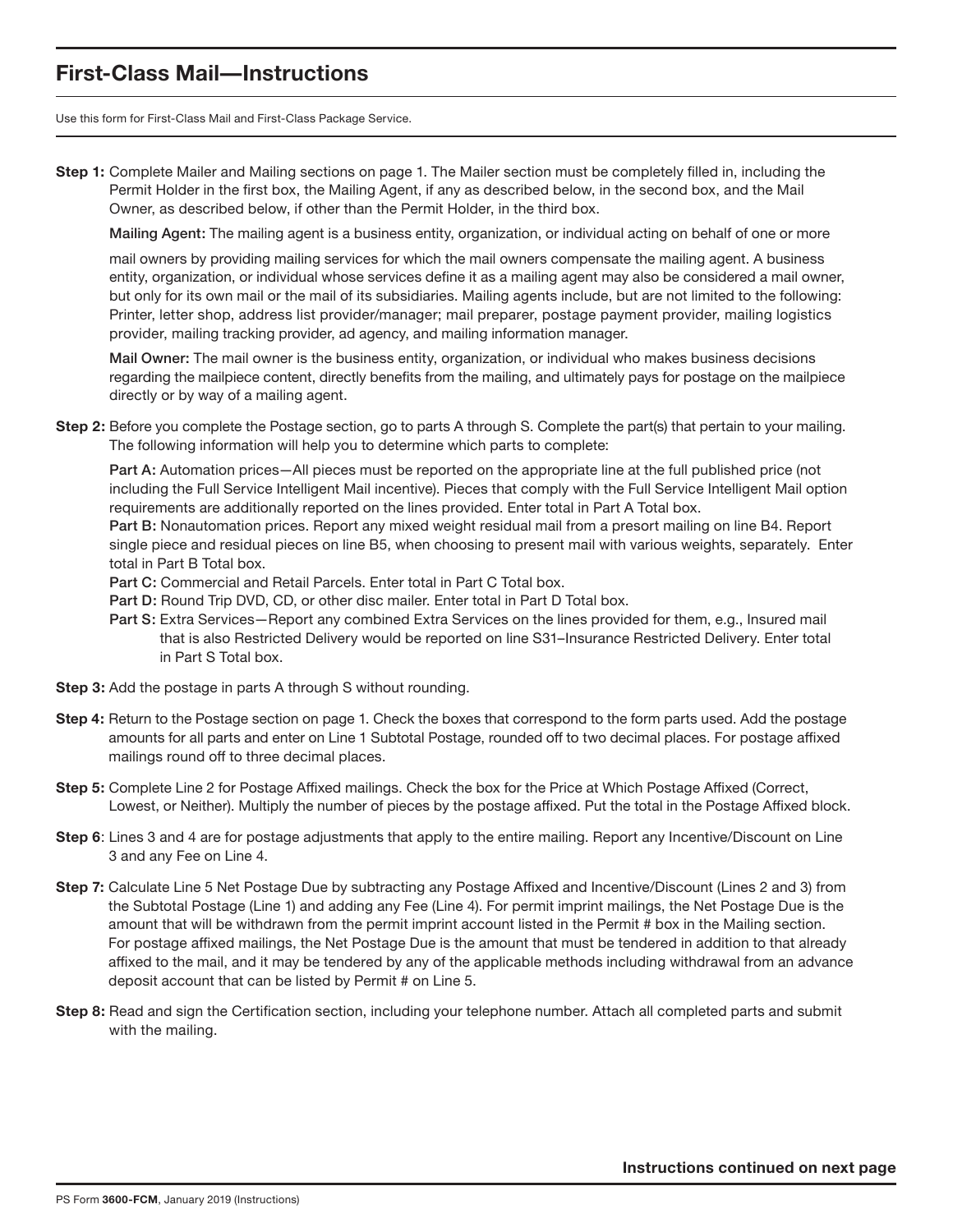## First-Class Mail—Instructions

Use this form for First-Class Mail and First-Class Package Service.

**Step 1:** Complete Mailer and Mailing sections on page 1. The Mailer section must be completely filled in, including the Permit Holder in the first box, the Mailing Agent, if any as described below, in the second box, and the Mail Owner, as described below, if other than the Permit Holder, in the third box.

**Mailing Agent:** The mailing agent is a business entity, organization, or individual acting on behalf of one or more mail owners by providing mailing services for which the mail owners compensate the mailing agent. A business entity, organization, or individual whose services define it as a mailing agent may also be considered a mail owner, but only for its own mail or the mail of its subsidiaries. Mailing agents include, but are not limited to the following: Printer, letter shop, address list provider/manager; mail preparer, postage payment provider, mailing logistics provider, mailing tracking provider, ad agency, and mailing information manager.

**Mail Owner:** The mail owner is the business entity, organization, or individual who makes business decisions regarding the mailpiece content, directly benefits from the mailing, and ultimately pays for postage on the mailpiece directly or by way of a mailing agent.

**Step 2:** Before you complete the Postage section, go to parts A through S. Complete the part(s) that pertain to your mailing. The following information will help you to determine which parts to complete:

**Part A:** Automation prices—All pieces must be reported on the appropriate line at the full published price (not including the Full Service Intelligent Mail incentive). Pieces that comply with the Full Service Intelligent Mail option requirements are additionally reported on the lines provided. Enter total in Part A Total box.

**Part B:** Nonautomation prices. Report any mixed weight residual mail from a presort mailing on line B4. Report single piece and residual pieces on line B5, when choosing to present mail with various weights, separately. Enter total in Part B Total box.

**Part C:** Commercial and Retail Parcels. Enter total in Part C Total box.

**Part D:** Round Trip DVD, CD, or other disc mailer. Enter total in Part D Total box.

**Part S:** Extra Services—Report any combined Extra Services on the lines provided for them, e.g., Insured mail that is also Restricted Delivery would be reported on line S31–Insurance Restricted Delivery. Enter total in Part S Total box.

**Step 3:** Add the postage in parts A through S without rounding.

**Step 4:** Return to the Postage section on page 1. Check the boxes that correspond to the form parts used. Add the postage amounts for all parts and enter on Line 1 Subtotal Postage, rounded off to two decimal places. For postage affixed mailings round off to three decimal places.

**Step 5:** Complete Line 2 for Postage Affixed mailings. Check the box for the Price at Which Postage Affixed (Correct, Lowest, or Neither). Multiply the number of pieces by the postage affixed. Put the total in the Postage Affixed block.

**Step 6**: Lines 3 and 4 are for postage adjustments that apply to the entire mailing. Report any Incentive/Discount on Line 3 and any Fee on Line 4.

**Step 7:** Calculate Line 5 Net Postage Due by subtracting any Postage Affixed and Incentive/Discount (Lines 2 and 3) from the Subtotal Postage (Line 1) and adding any Fee (Line 4). For permit imprint mailings, the Net Postage Due is the amount that will be withdrawn from the permit imprint account listed in the Permit # box in the Mailing section. For postage affixed mailings, the Net Postage Due is the amount that must be tendered in addition to that already affixed to the mail, and it may be tendered by any of the applicable methods including withdrawal from an advance deposit account that can be listed by Permit # on Line 5.

**Step 8:** Read and sign the Certification section, including your telephone number. Attach all completed parts and submit with the mailing.

**Instructions continued on next page**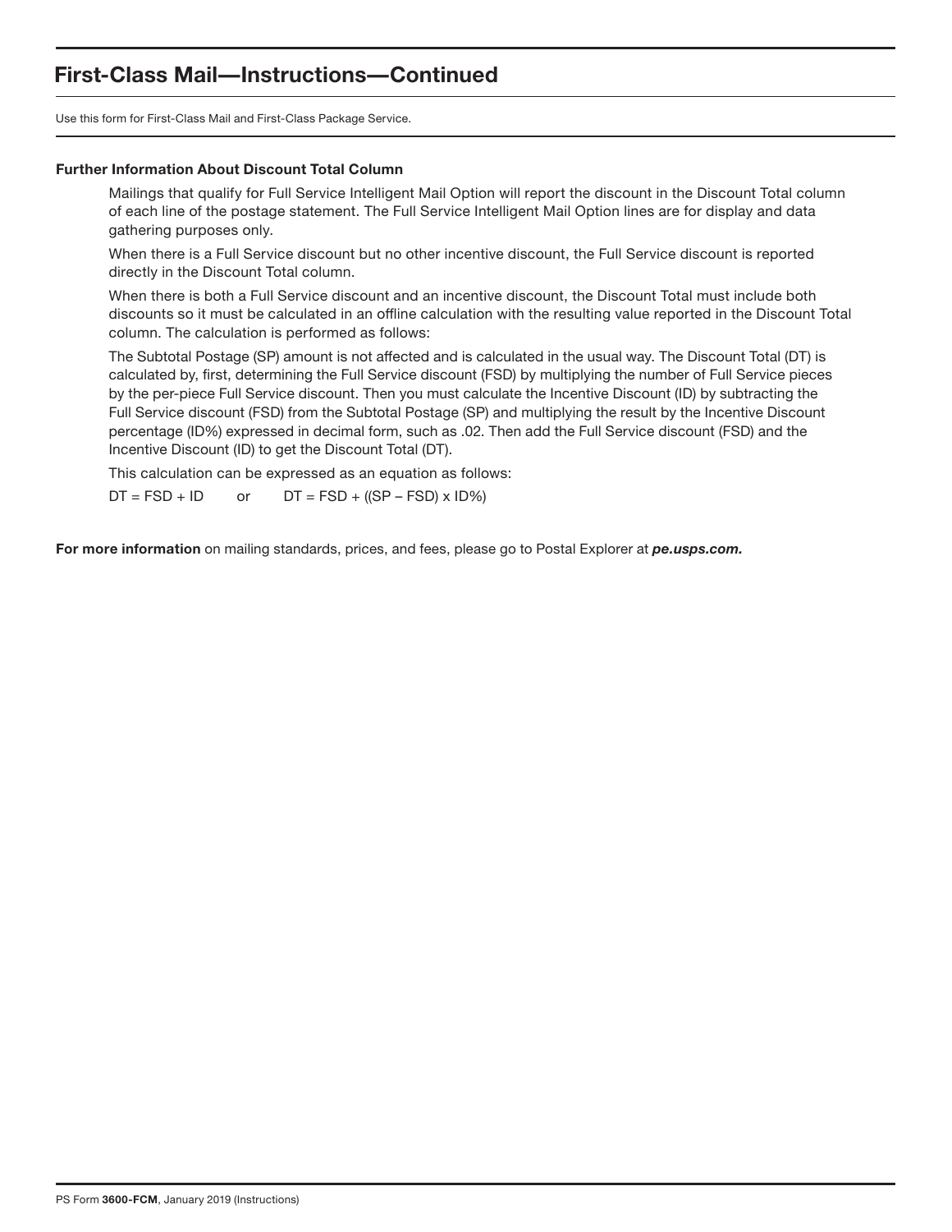## First-Class Mail—Instructions—Continued

Use this form for First-Class Mail and First-Class Package Service.

**Further Information About Discount Total Column**

Mailings that qualify for Full Service Intelligent Mail Option will report the discount in the Discount Total column of each line of the postage statement. The Full Service Intelligent Mail Option lines are for display and data gathering purposes only.

When there is a Full Service discount but no other incentive discount, the Full Service discount is reported directly in the Discount Total column.

When there is both a Full Service discount and an incentive discount, the Discount Total must include both discounts so it must be calculated in an offline calculation with the resulting value reported in the Discount Total column. The calculation is performed as follows:

The Subtotal Postage (SP) amount is not affected and is calculated in the usual way. The Discount Total (DT) is calculated by, first, determining the Full Service discount (FSD) by multiplying the number of Full Service pieces by the per-piece Full Service discount. Then you must calculate the Incentive Discount (ID) by subtracting the Full Service discount (FSD) from the Subtotal Postage (SP) and multiplying the result by the Incentive Discount percentage (ID%) expressed in decimal form, such as .02. Then add the Full Service discount (FSD) and the Incentive Discount (ID) to get the Discount Total (DT).

This calculation can be expressed as an equation as follows:

$DT = FSD + ID$ or $DT = FSD + ((SP - FSD) \times ID\%)$

**For more information** on mailing standards, prices, and fees, please go to Postal Explorer at ***pe.usps.com.***